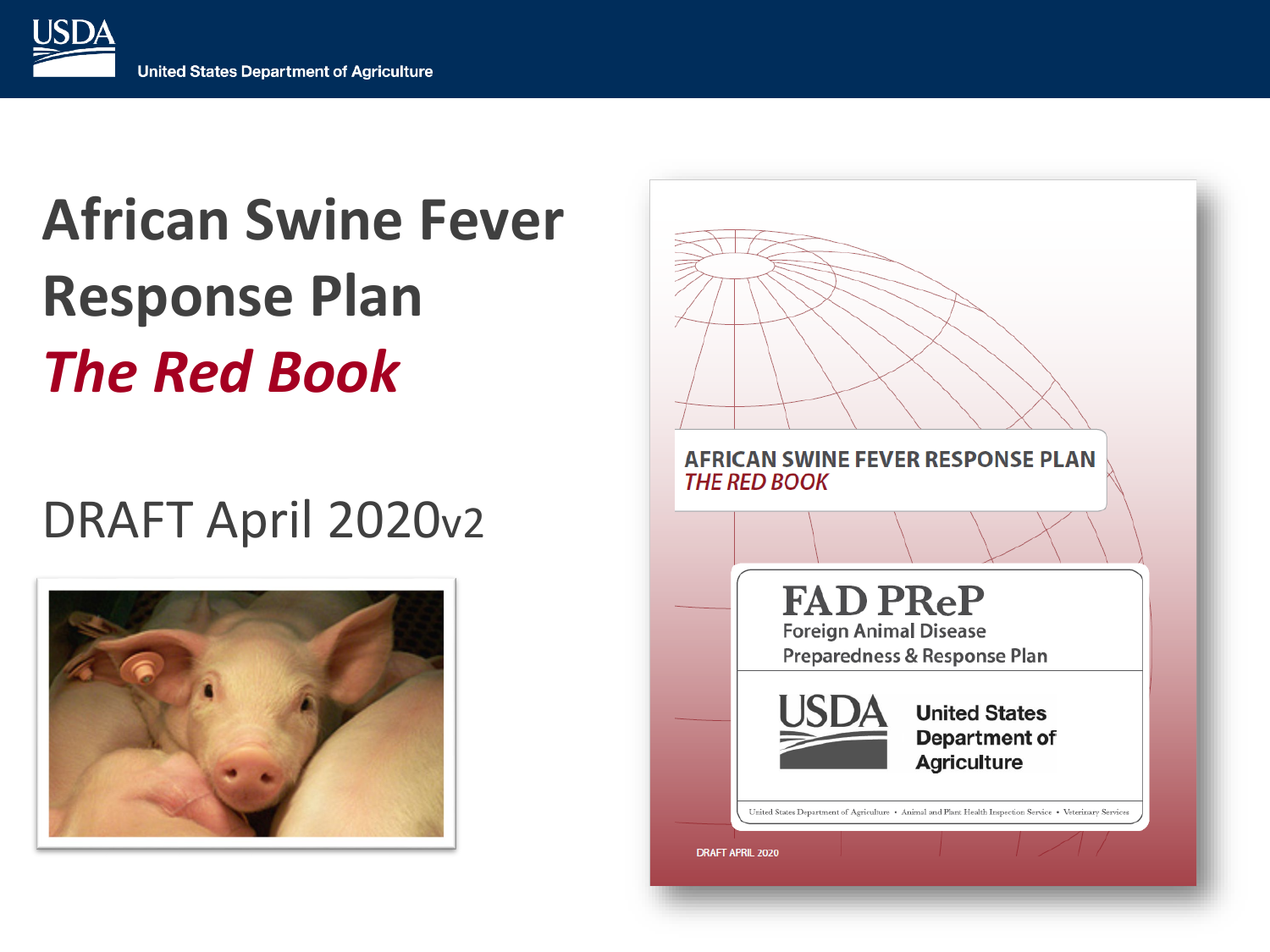USDA

United States Department of Agriculture

# African Swine Fever Response Plan

## *The Red Book*

DRAFT April 2020v2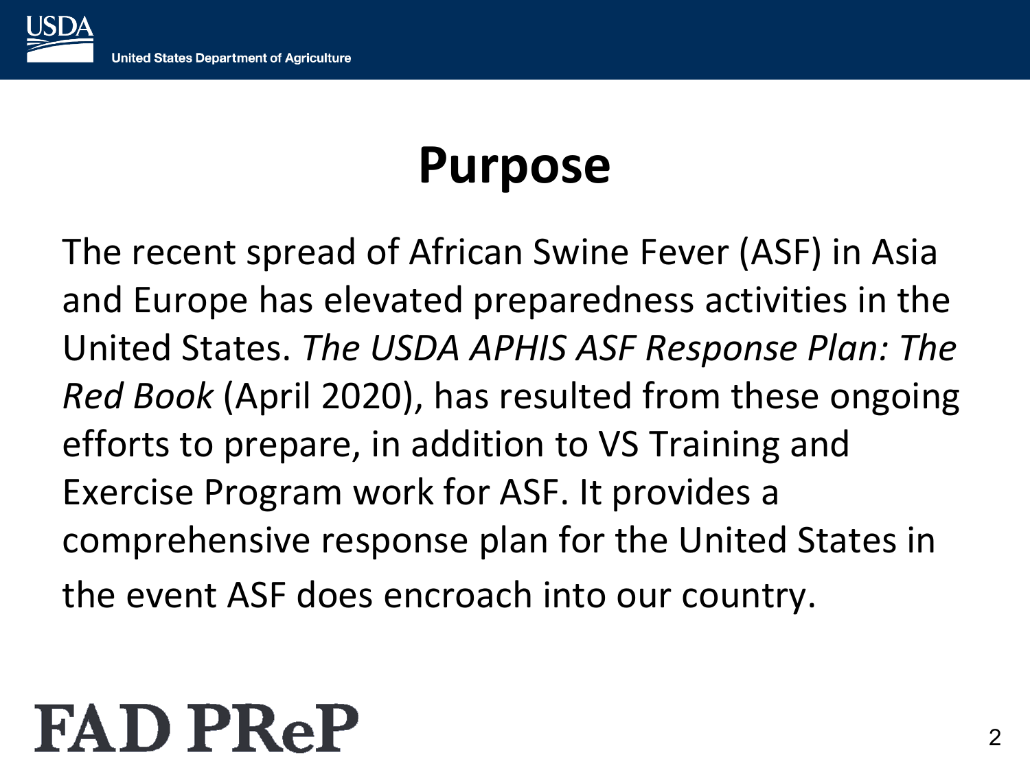# Purpose

The recent spread of African Swine Fever (ASF) in Asia and Europe has elevated preparedness activities in the United States. *The USDA APHIS ASF Response Plan: The Red Book* (April 2020), has resulted from these ongoing efforts to prepare, in addition to VS Training and Exercise Program work for ASF. It provides a comprehensive response plan for the United States in the event ASF does encroach into our country.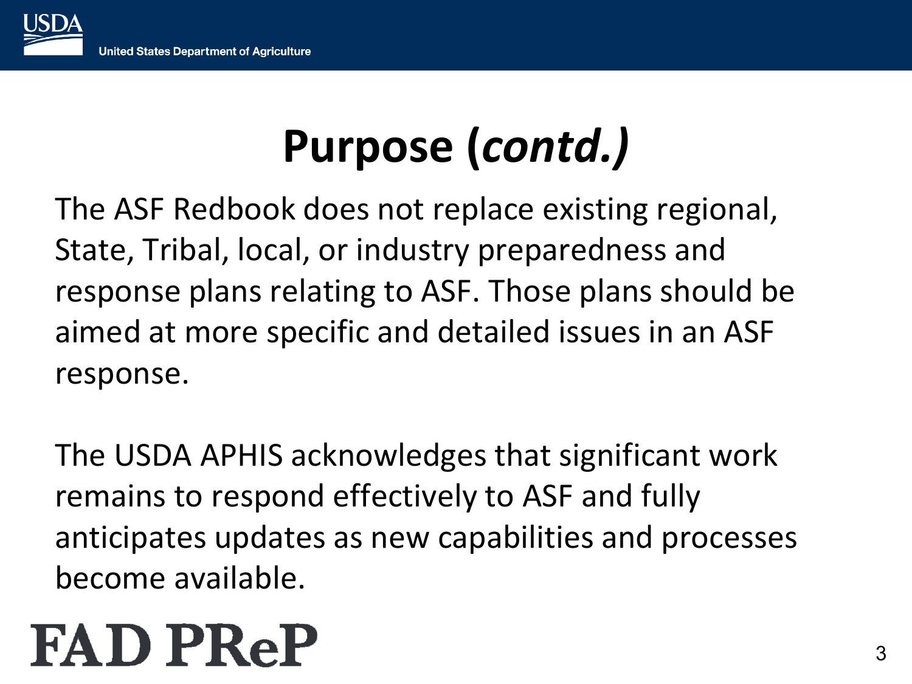# Purpose (*contd.)*

The ASF Redbook does not replace existing regional, State, Tribal, local, or industry preparedness and response plans relating to ASF. Those plans should be aimed at more specific and detailed issues in an ASF response.

The USDA APHIS acknowledges that significant work remains to respond effectively to ASF and fully anticipates updates as new capabilities and processes become available.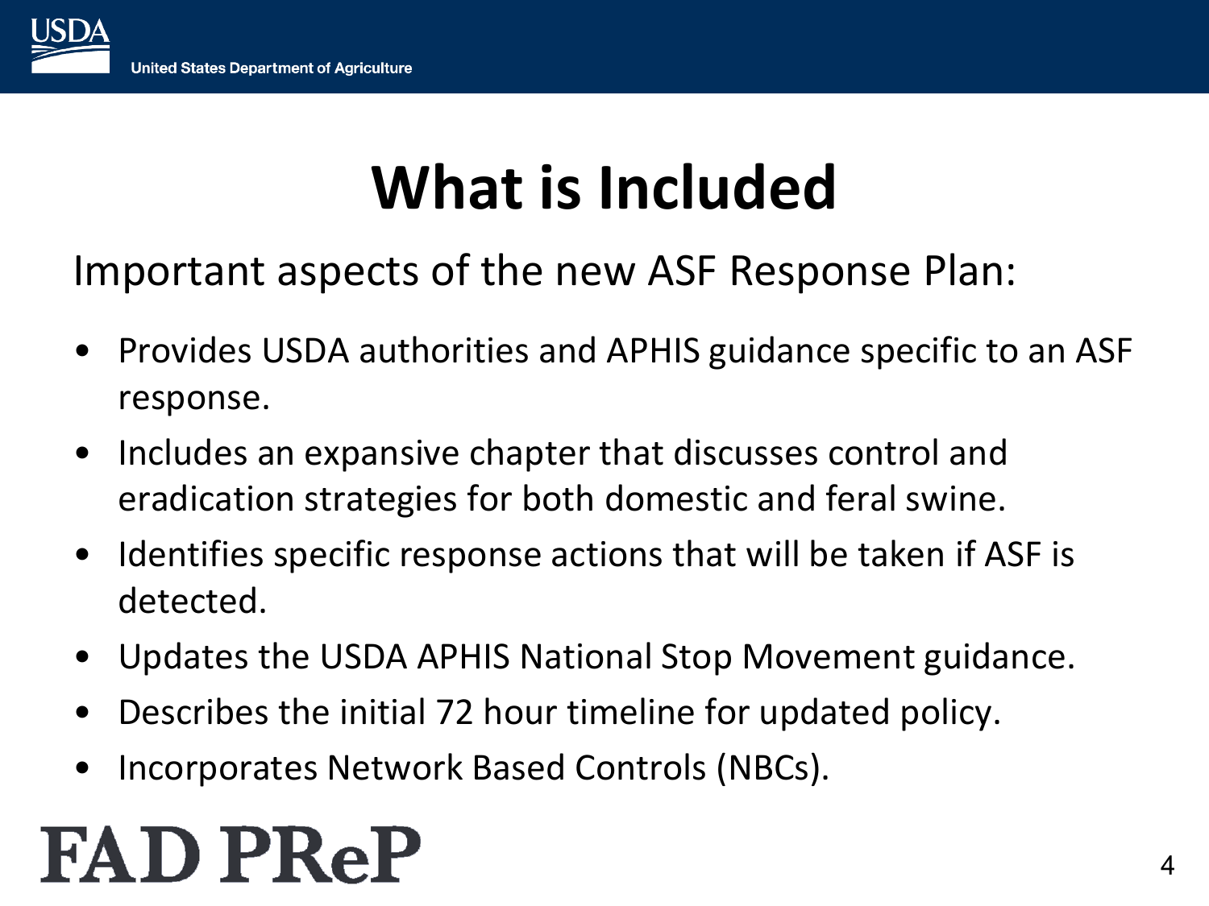# What is Included

Important aspects of the new ASF Response Plan:

- Provides USDA authorities and APHIS guidance specific to an ASF response.
- Includes an expansive chapter that discusses control and eradication strategies for both domestic and feral swine.
- Identifies specific response actions that will be taken if ASF is detected.
- Updates the USDA APHIS National Stop Movement guidance.
- Describes the initial 72 hour timeline for updated policy.
- Incorporates Network Based Controls (NBCs).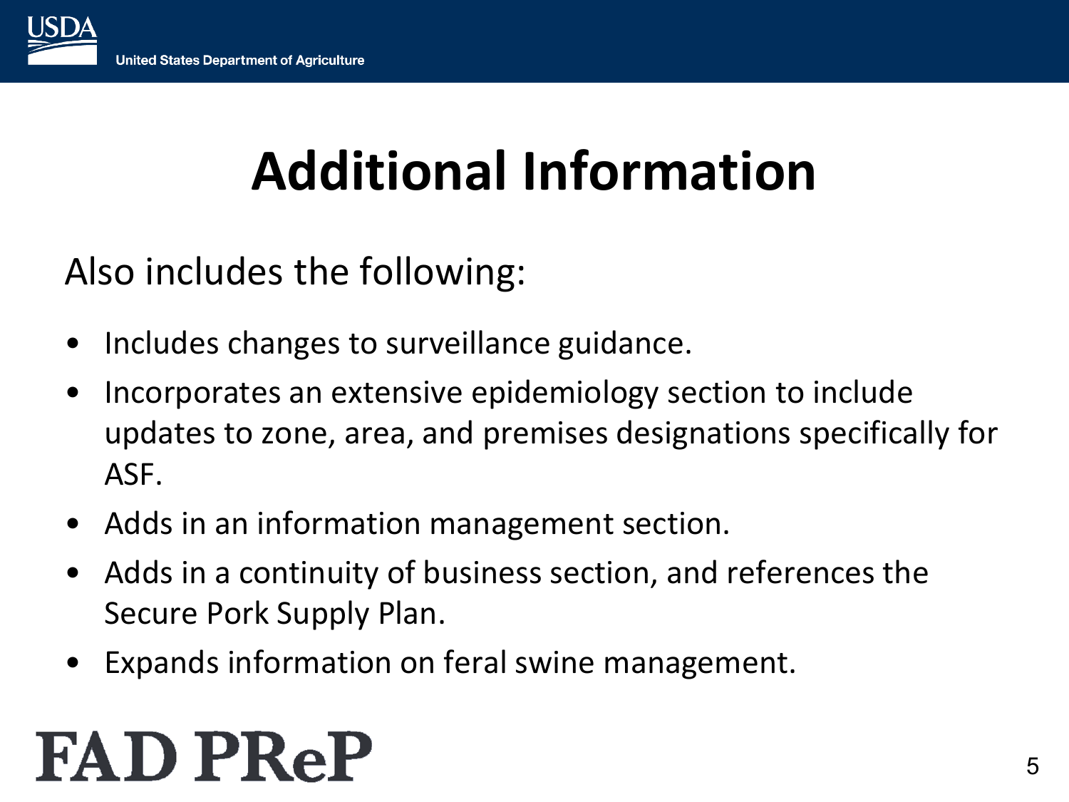# Additional Information

Also includes the following:

- Includes changes to surveillance guidance.
- Incorporates an extensive epidemiology section to include updates to zone, area, and premises designations specifically for ASF.
- Adds in an information management section.
- Adds in a continuity of business section, and references the Secure Pork Supply Plan.
- Expands information on feral swine management.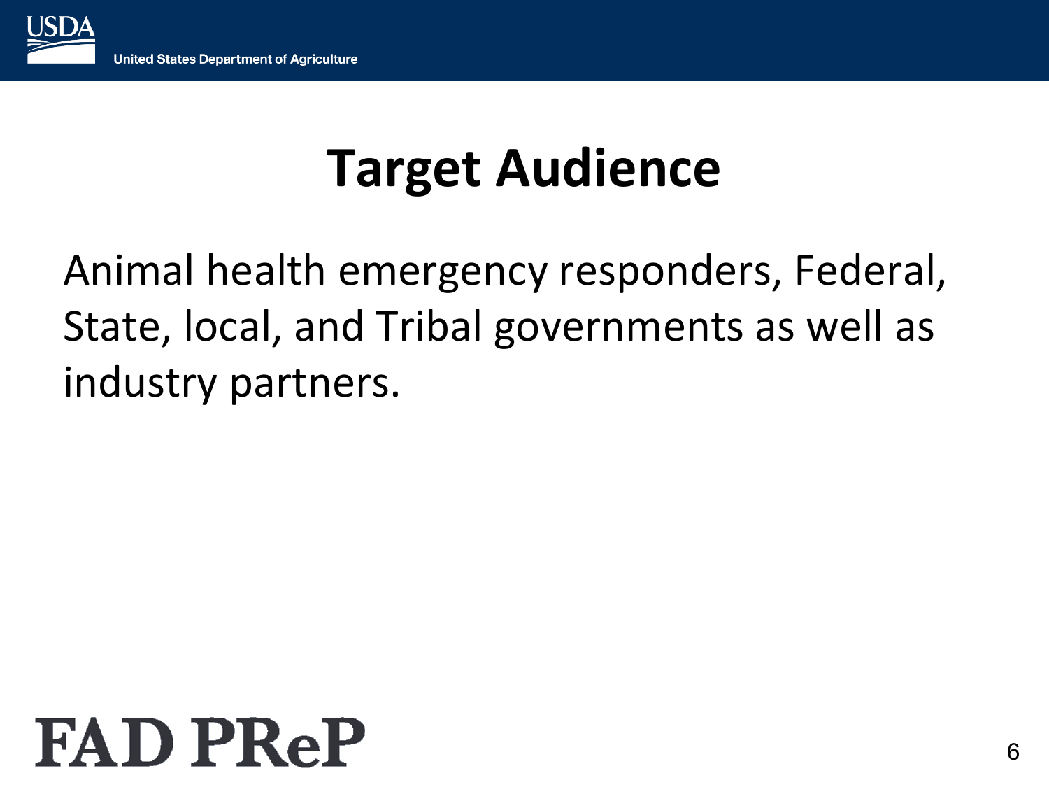# Target Audience

Animal health emergency responders, Federal, State, local, and Tribal governments as well as industry partners.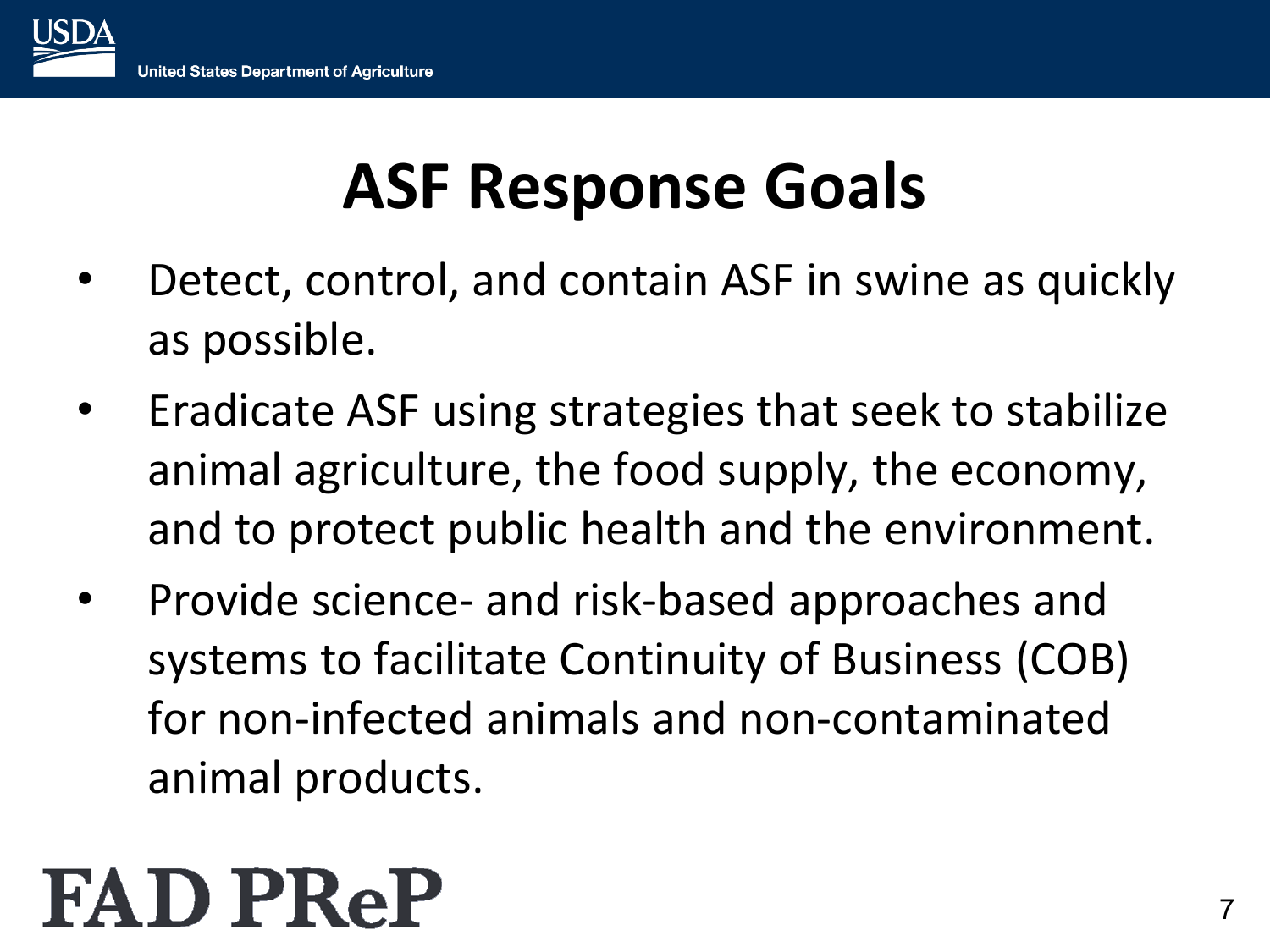# ASF Response Goals

- Detect, control, and contain ASF in swine as quickly as possible.
- Eradicate ASF using strategies that seek to stabilize animal agriculture, the food supply, the economy, and to protect public health and the environment.
- Provide science- and risk-based approaches and systems to facilitate Continuity of Business (COB) for non-infected animals and non-contaminated animal products.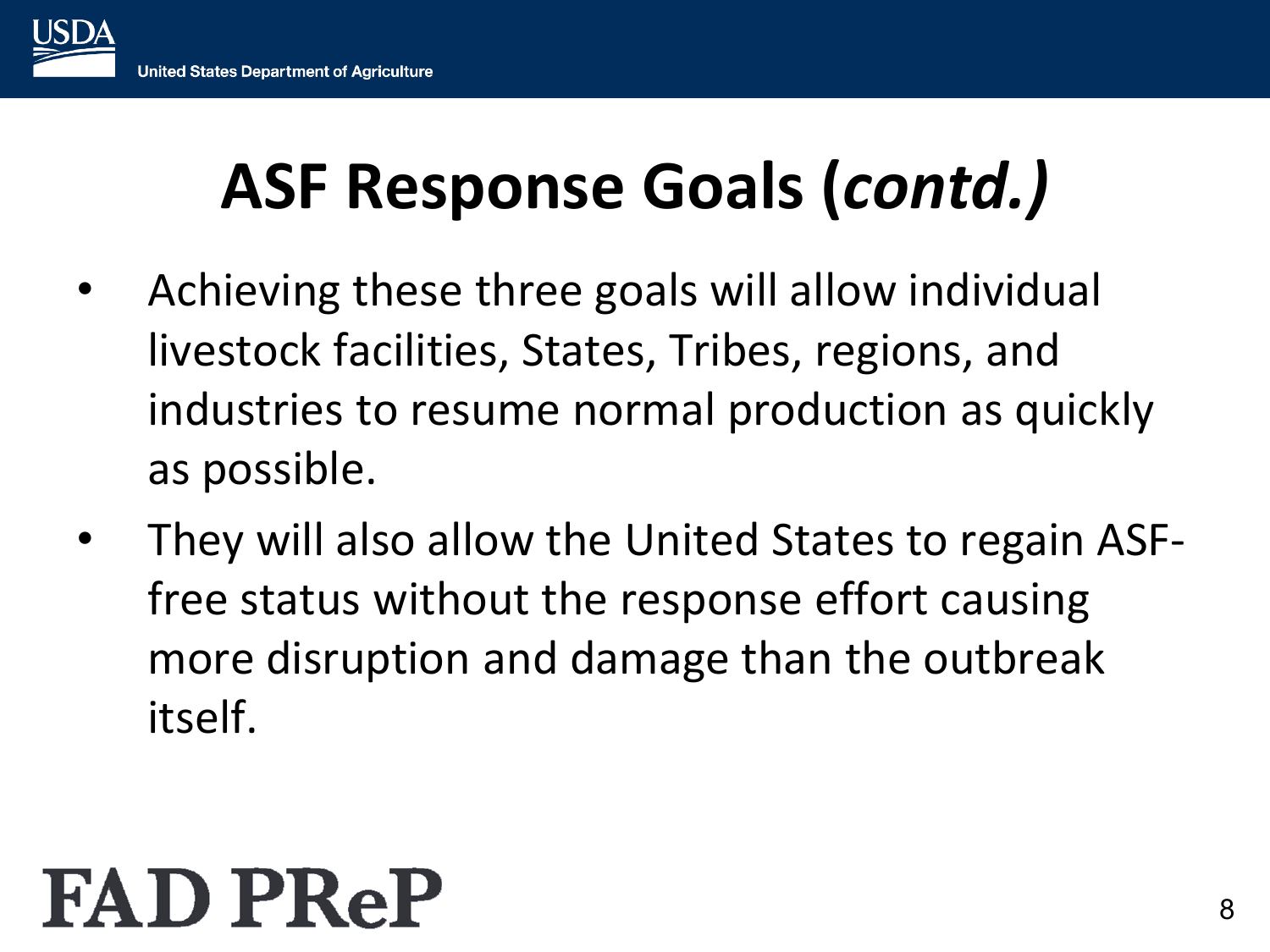# ASF Response Goals (*contd.*)

- Achieving these three goals will allow individual livestock facilities, States, Tribes, regions, and industries to resume normal production as quickly as possible.
- They will also allow the United States to regain ASF-free status without the response effort causing more disruption and damage than the outbreak itself.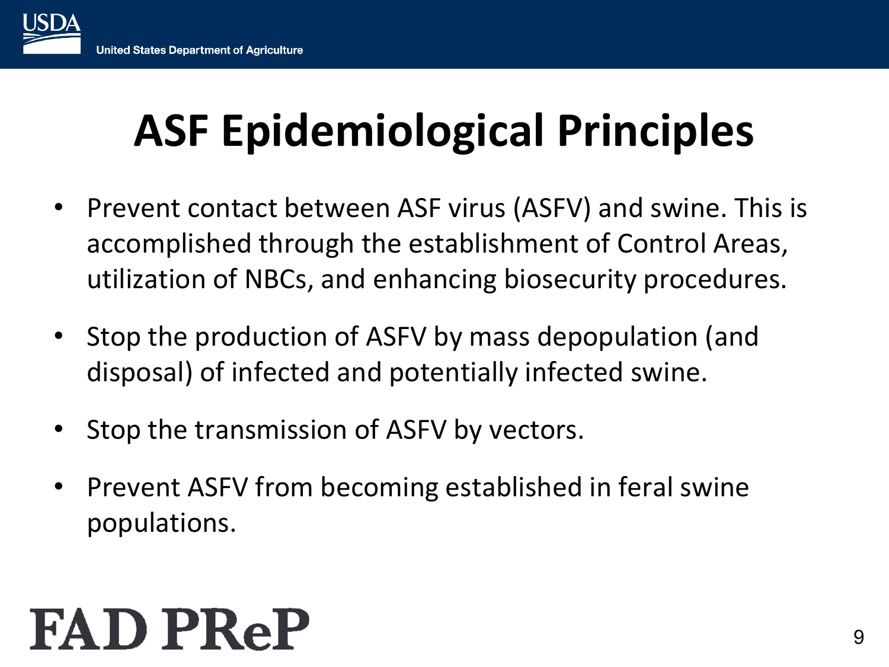# ASF Epidemiological Principles

- Prevent contact between ASF virus (ASFV) and swine. This is accomplished through the establishment of Control Areas, utilization of NBCs, and enhancing biosecurity procedures.
- Stop the production of ASFV by mass depopulation (and disposal) of infected and potentially infected swine.
- Stop the transmission of ASFV by vectors.
- Prevent ASFV from becoming established in feral swine populations.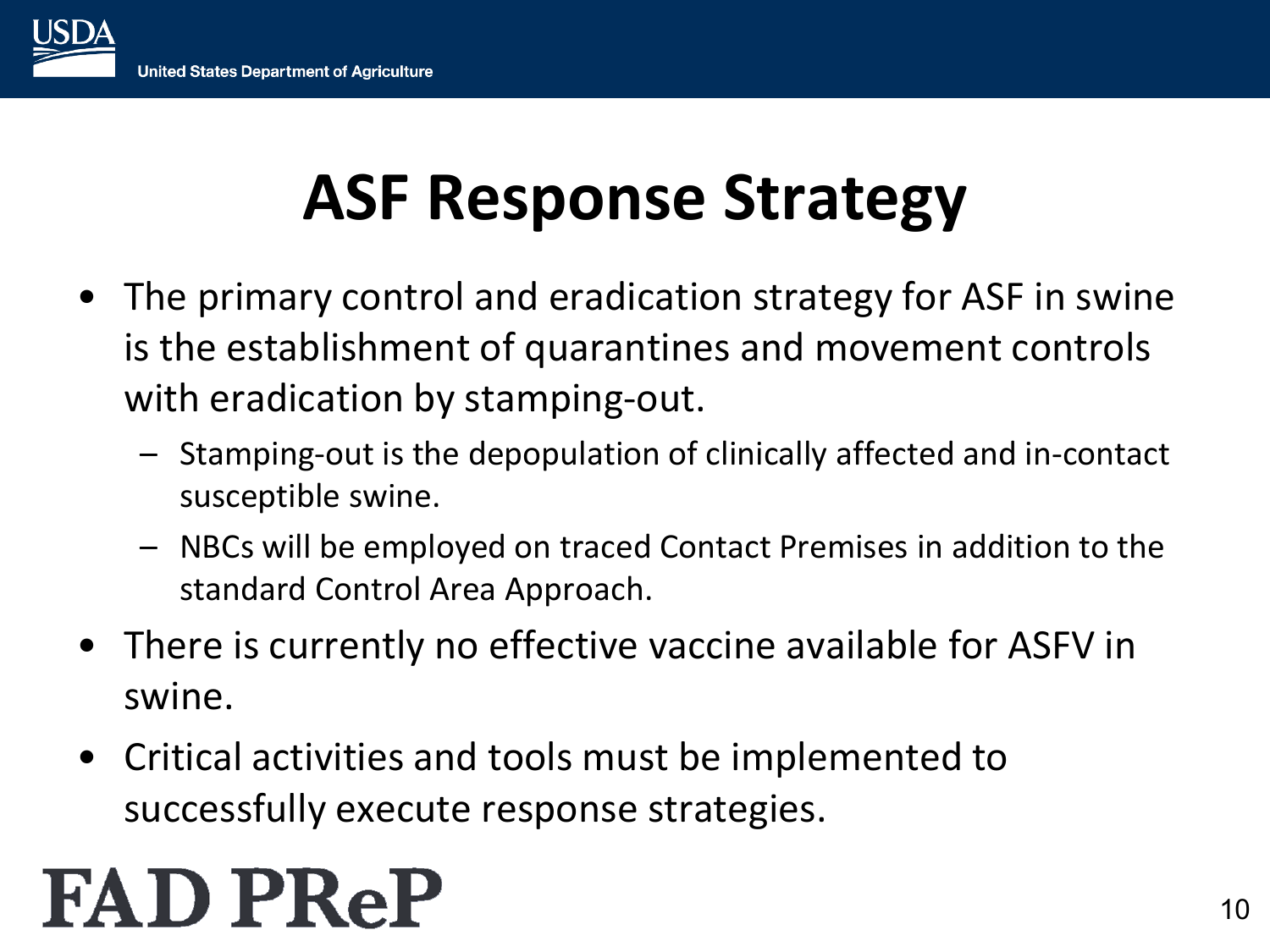# ASF Response Strategy

- The primary control and eradication strategy for ASF in swine is the establishment of quarantines and movement controls with eradication by stamping-out.
  - Stamping-out is the depopulation of clinically affected and in-contact susceptible swine.
  - NBCs will be employed on traced Contact Premises in addition to the standard Control Area Approach.
- There is currently no effective vaccine available for ASFV in swine.
- Critical activities and tools must be implemented to successfully execute response strategies.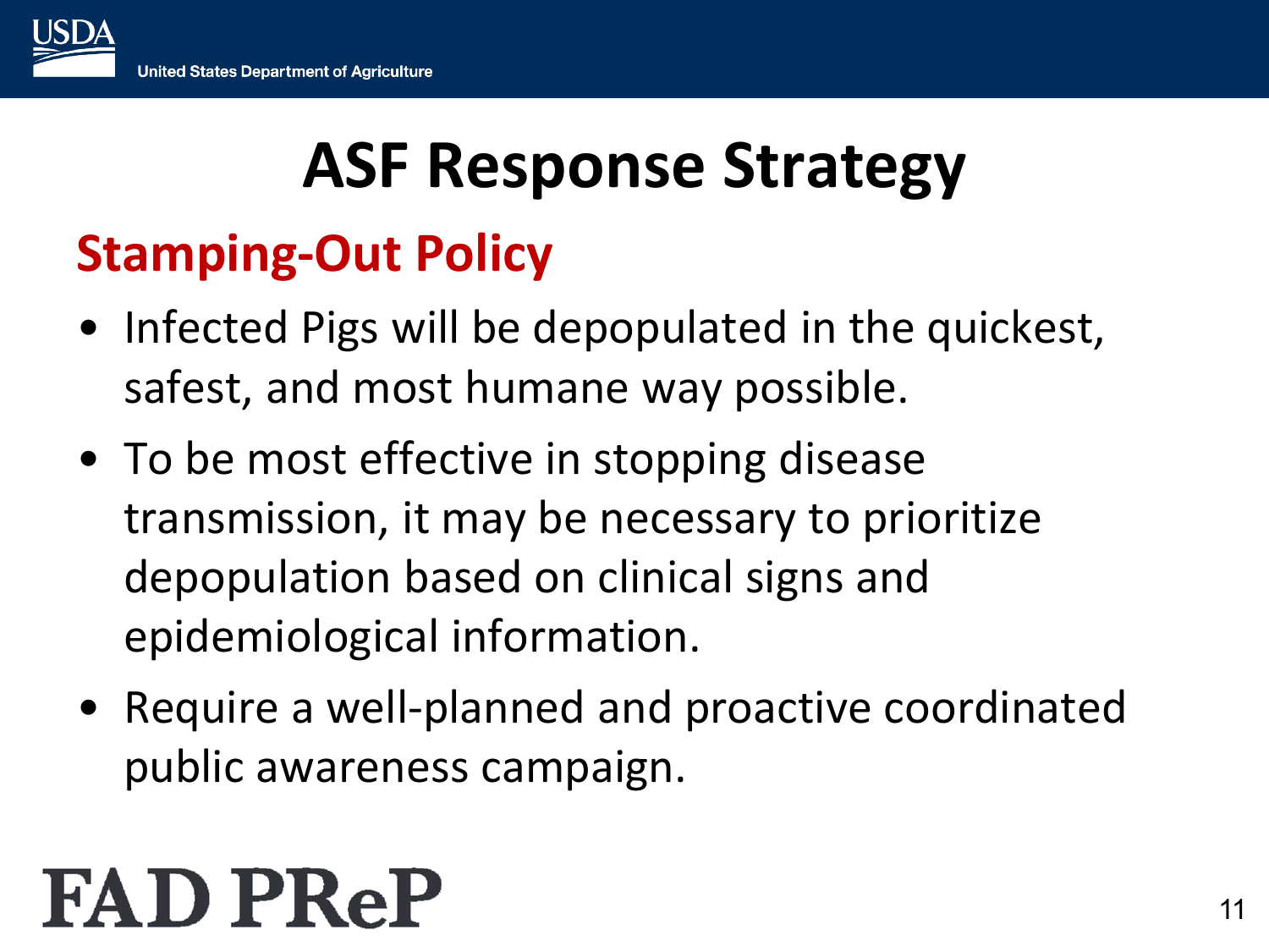# ASF Response Strategy

## Stamping-Out Policy

- Infected Pigs will be depopulated in the quickest, safest, and most humane way possible.
- To be most effective in stopping disease transmission, it may be necessary to prioritize depopulation based on clinical signs and epidemiological information.
- Require a well-planned and proactive coordinated public awareness campaign.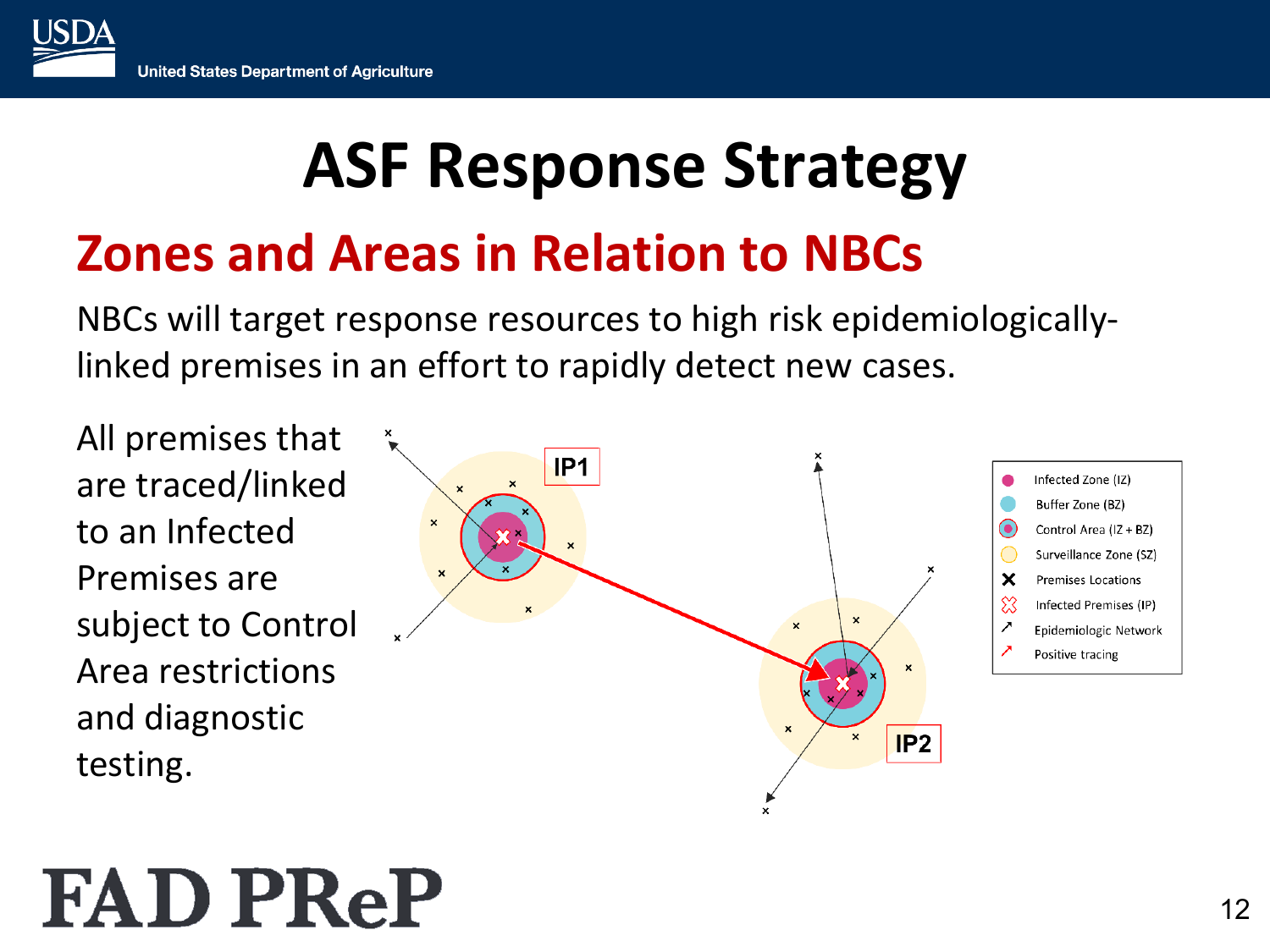# ASF Response Strategy

## Zones and Areas in Relation to NBCs

NBCs will target response resources to high risk epidemiologically-linked premises in an effort to rapidly detect new cases.

All premises that are traced/linked to an Infected Premises are subject to Control Area restrictions and diagnostic testing.

IP1

IP2

- Infected Zone (IZ)
- Buffer Zone (BZ)
- Control Area (IZ + BZ)
- Surveillance Zone (SZ)
- Premises Locations
- Infected Premises (IP)
- Epidemiologic Network
- Positive tracing

FAD PReP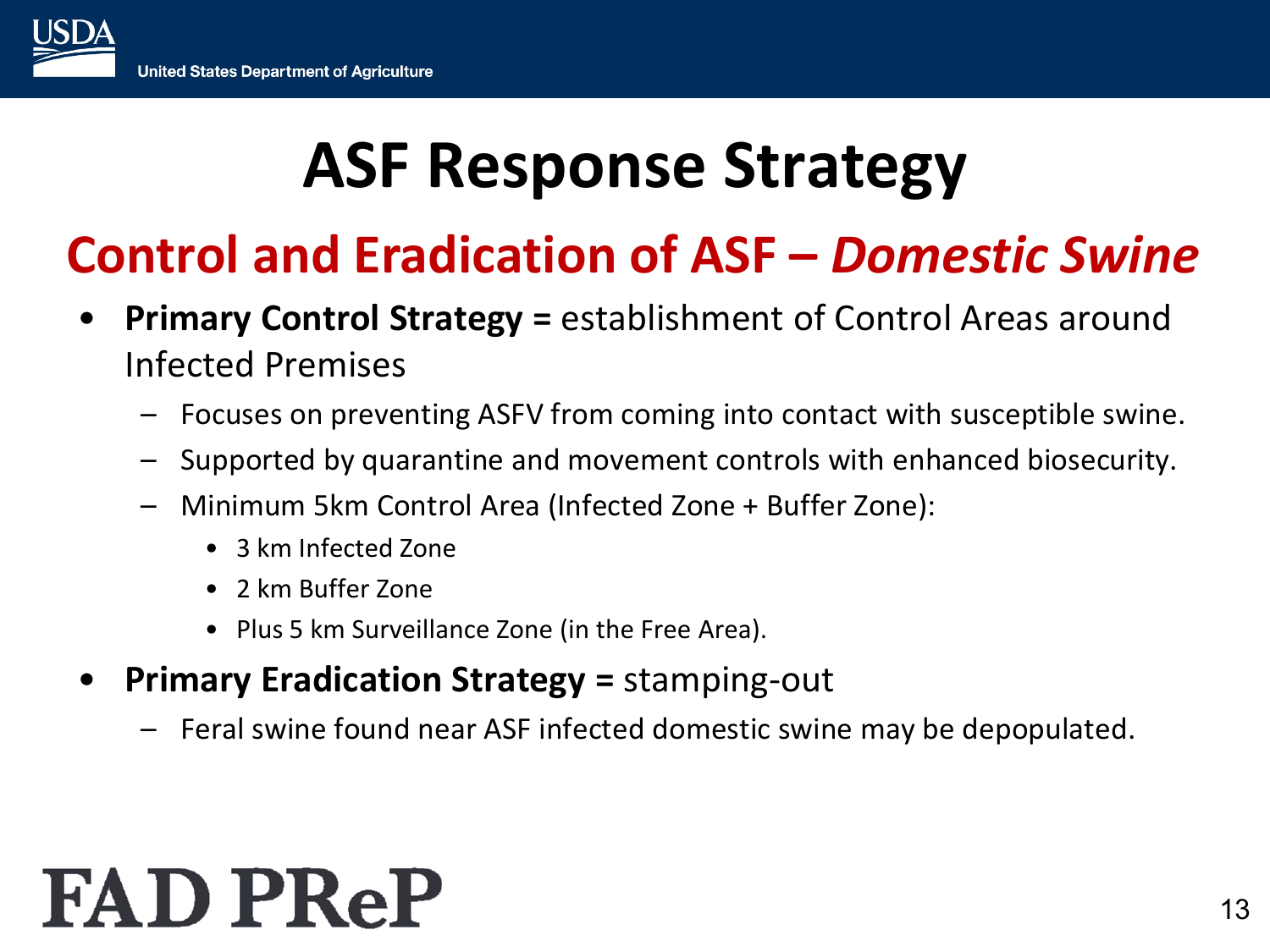# ASF Response Strategy

## Control and Eradication of ASF – *Domestic Swine*

- **Primary Control Strategy =** establishment of Control Areas around Infected Premises
  - Focuses on preventing ASFV from coming into contact with susceptible swine.
  - Supported by quarantine and movement controls with enhanced biosecurity.
  - Minimum 5km Control Area (Infected Zone + Buffer Zone):
    - 3 km Infected Zone
    - 2 km Buffer Zone
    - Plus 5 km Surveillance Zone (in the Free Area).
- **Primary Eradication Strategy =** stamping-out
  - Feral swine found near ASF infected domestic swine may be depopulated.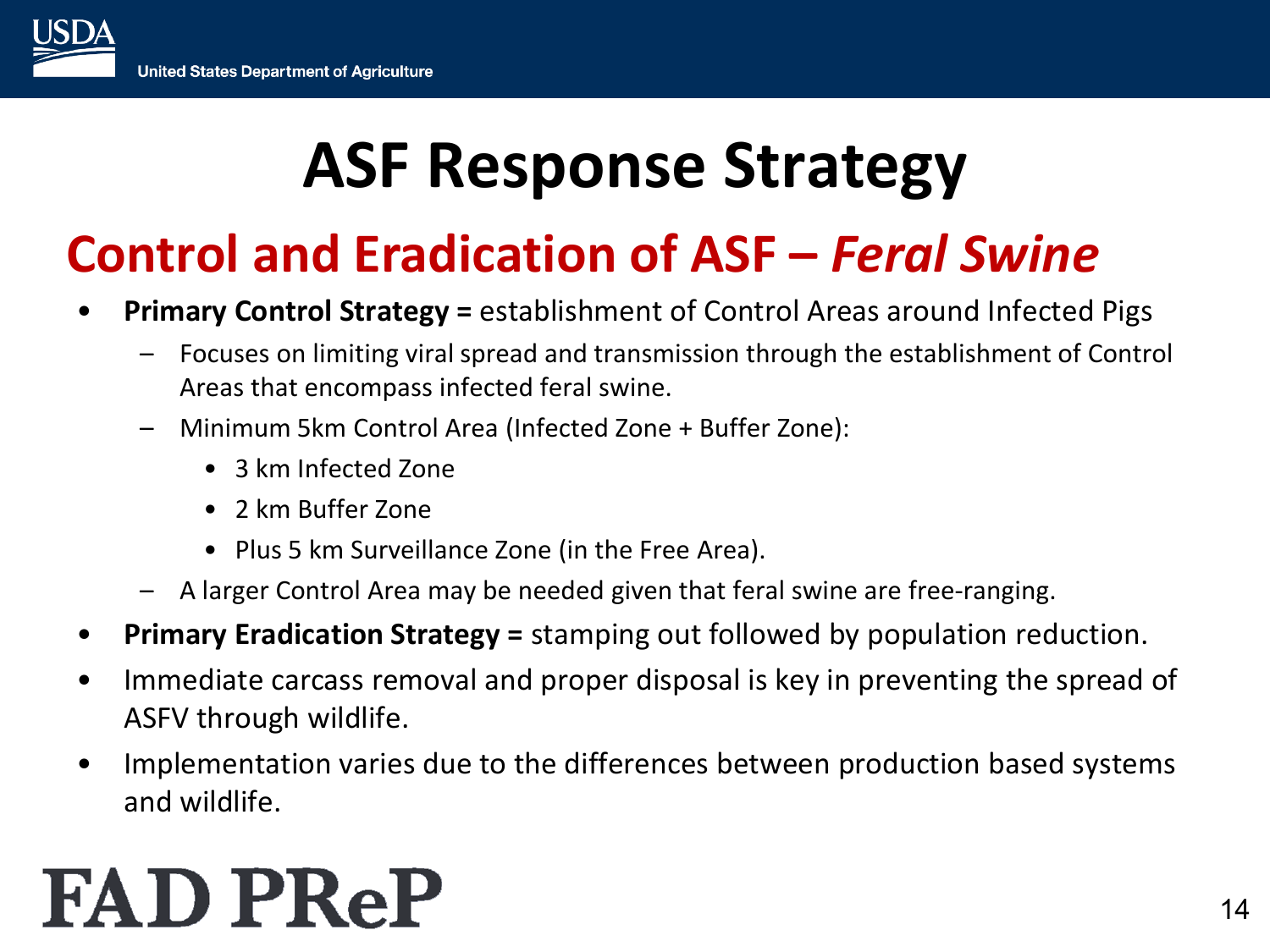# ASF Response Strategy

## Control and Eradication of ASF – *Feral Swine*

- **Primary Control Strategy =** establishment of Control Areas around Infected Pigs
  - Focuses on limiting viral spread and transmission through the establishment of Control Areas that encompass infected feral swine.
  - Minimum 5km Control Area (Infected Zone + Buffer Zone):
    - 3 km Infected Zone
    - 2 km Buffer Zone
    - Plus 5 km Surveillance Zone (in the Free Area).
  - A larger Control Area may be needed given that feral swine are free-ranging.
- **Primary Eradication Strategy =** stamping out followed by population reduction.
- Immediate carcass removal and proper disposal is key in preventing the spread of ASFV through wildlife.
- Implementation varies due to the differences between production based systems and wildlife.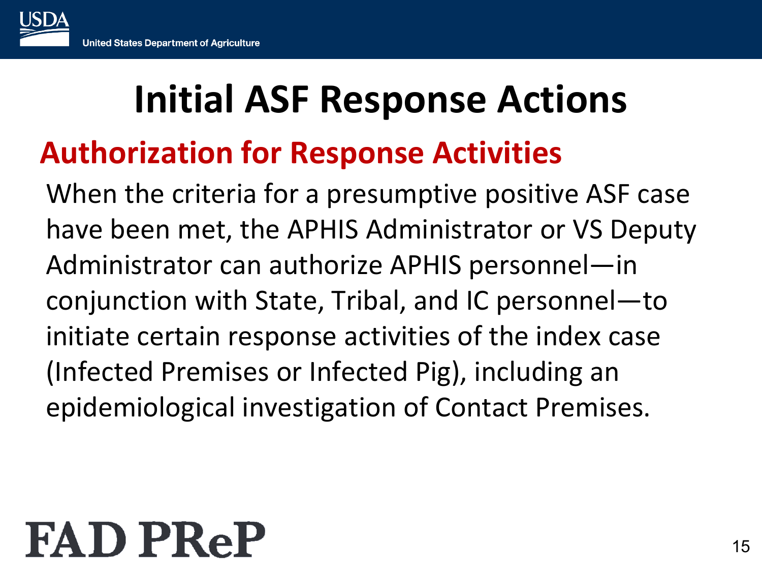# Initial ASF Response Actions

## Authorization for Response Activities

When the criteria for a presumptive positive ASF case have been met, the APHIS Administrator or VS Deputy Administrator can authorize APHIS personnel—in conjunction with State, Tribal, and IC personnel—to initiate certain response activities of the index case (Infected Premises or Infected Pig), including an epidemiological investigation of Contact Premises.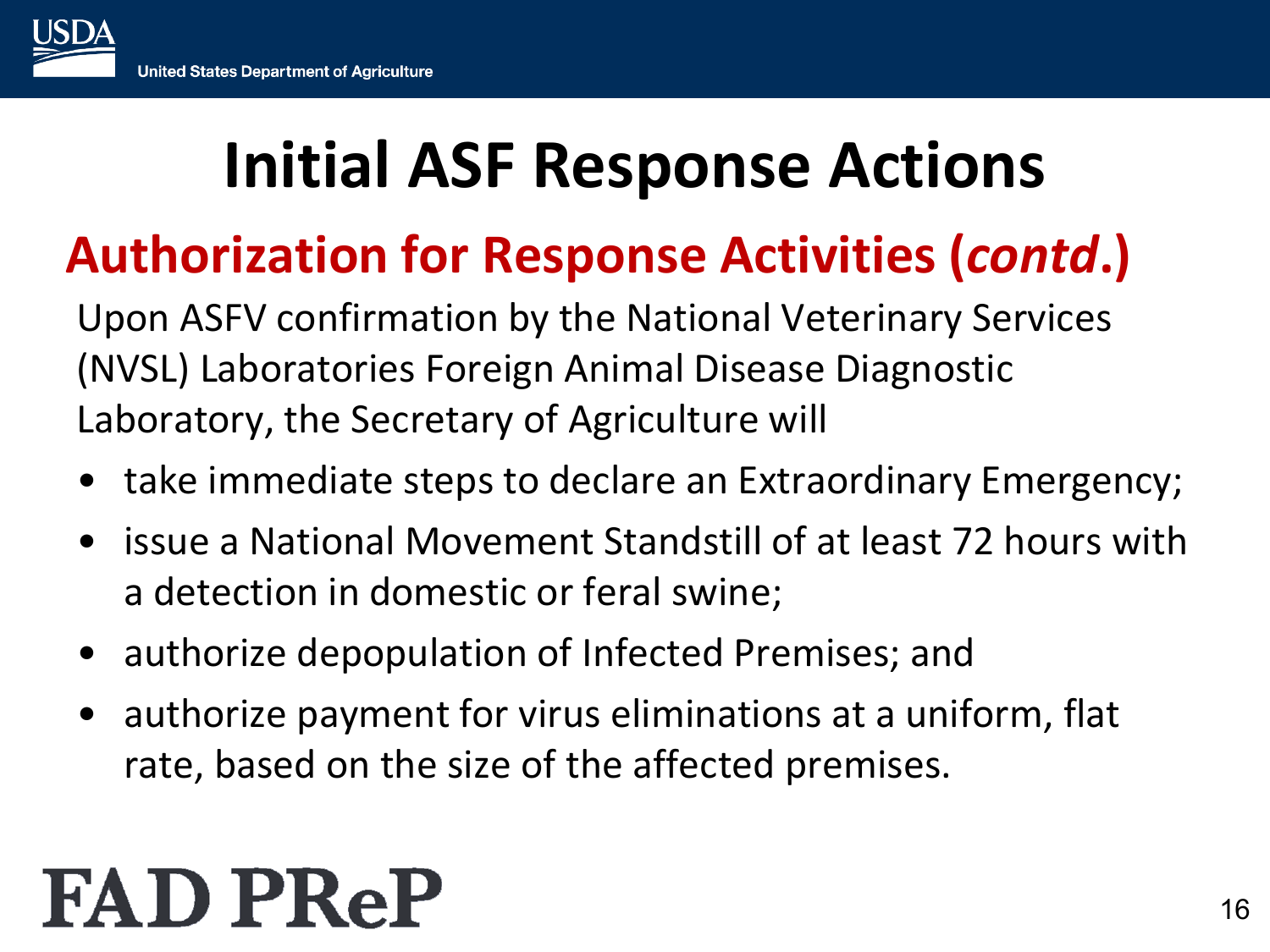# Initial ASF Response Actions

## Authorization for Response Activities (*contd*.)

Upon ASFV confirmation by the National Veterinary Services (NVSL) Laboratories Foreign Animal Disease Diagnostic Laboratory, the Secretary of Agriculture will

- take immediate steps to declare an Extraordinary Emergency;
- issue a National Movement Standstill of at least 72 hours with a detection in domestic or feral swine;
- authorize depopulation of Infected Premises; and
- authorize payment for virus eliminations at a uniform, flat rate, based on the size of the affected premises.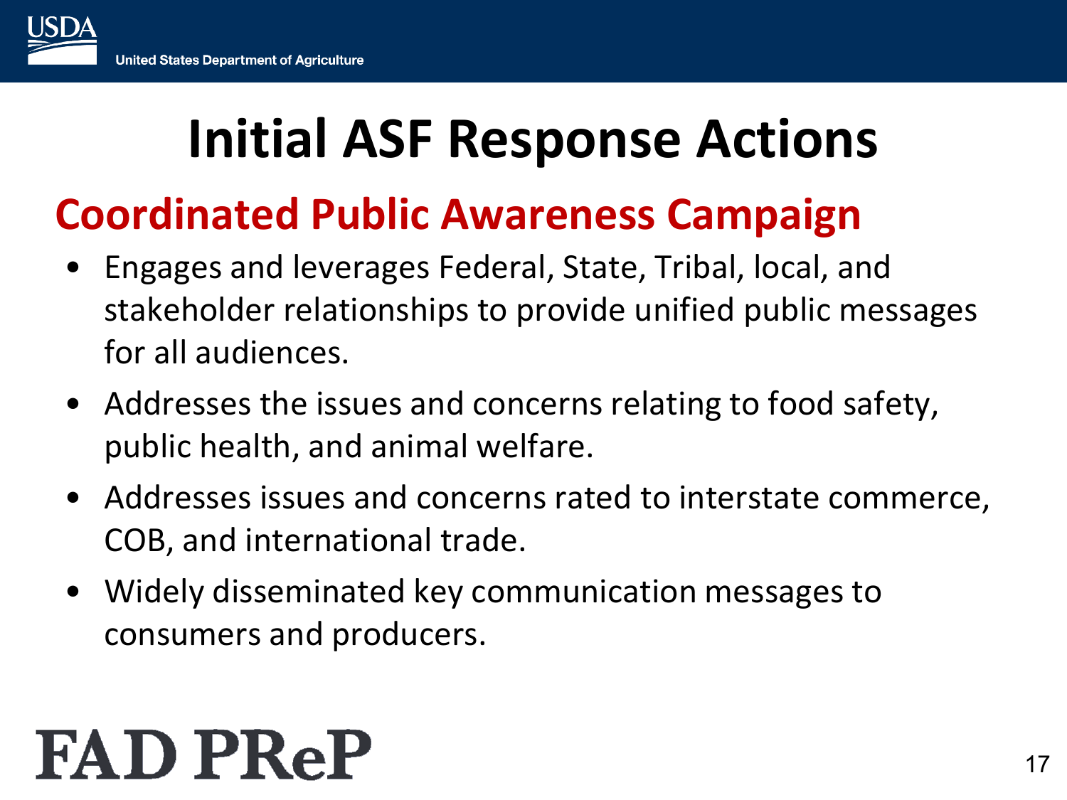# Initial ASF Response Actions

## Coordinated Public Awareness Campaign

- Engages and leverages Federal, State, Tribal, local, and stakeholder relationships to provide unified public messages for all audiences.
- Addresses the issues and concerns relating to food safety, public health, and animal welfare.
- Addresses issues and concerns rated to interstate commerce, COB, and international trade.
- Widely disseminated key communication messages to consumers and producers.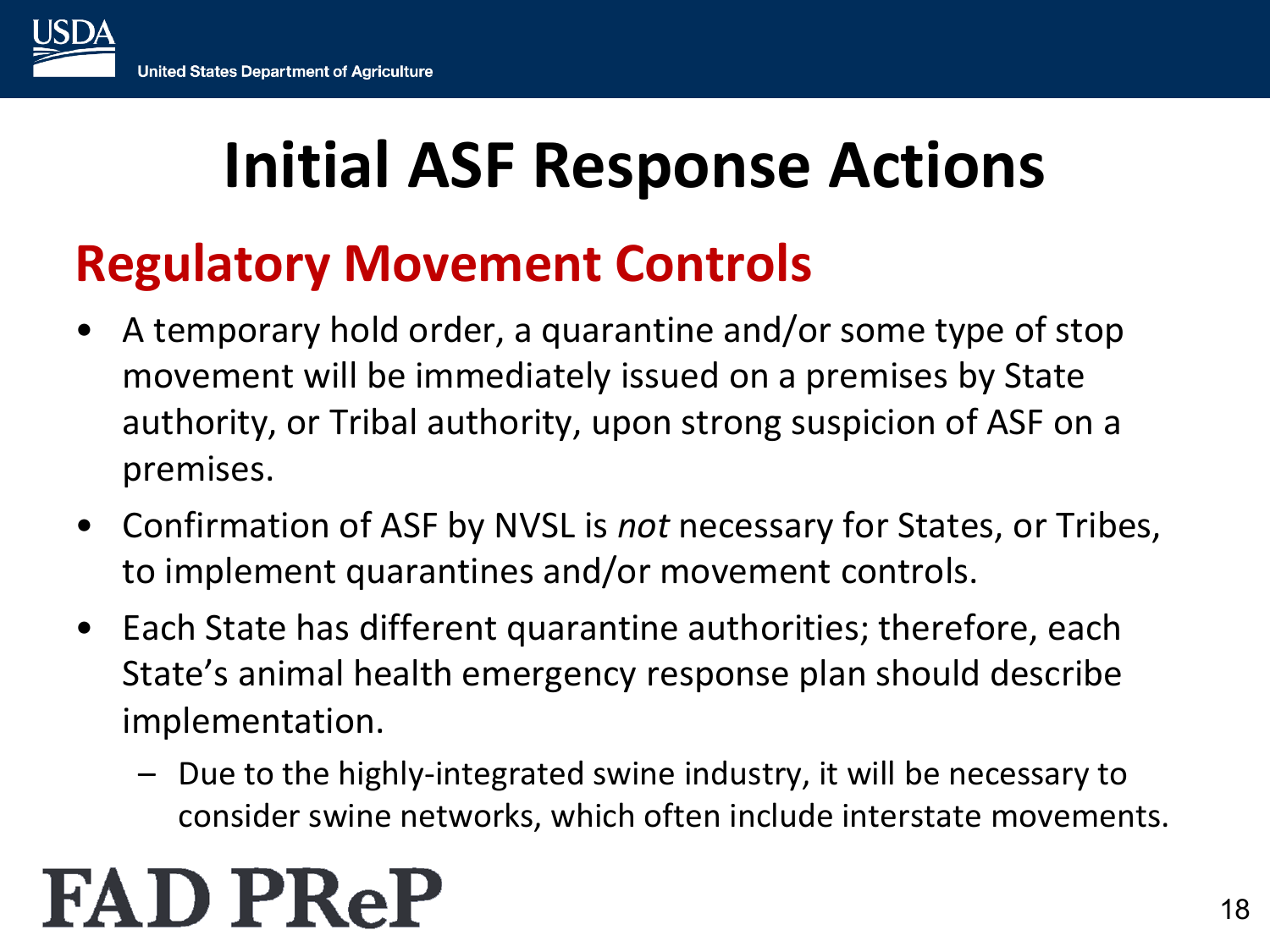# Initial ASF Response Actions

## Regulatory Movement Controls

- A temporary hold order, a quarantine and/or some type of stop movement will be immediately issued on a premises by State authority, or Tribal authority, upon strong suspicion of ASF on a premises.
- Confirmation of ASF by NVSL is *not* necessary for States, or Tribes, to implement quarantines and/or movement controls.
- Each State has different quarantine authorities; therefore, each State's animal health emergency response plan should describe implementation.
  - Due to the highly-integrated swine industry, it will be necessary to consider swine networks, which often include interstate movements.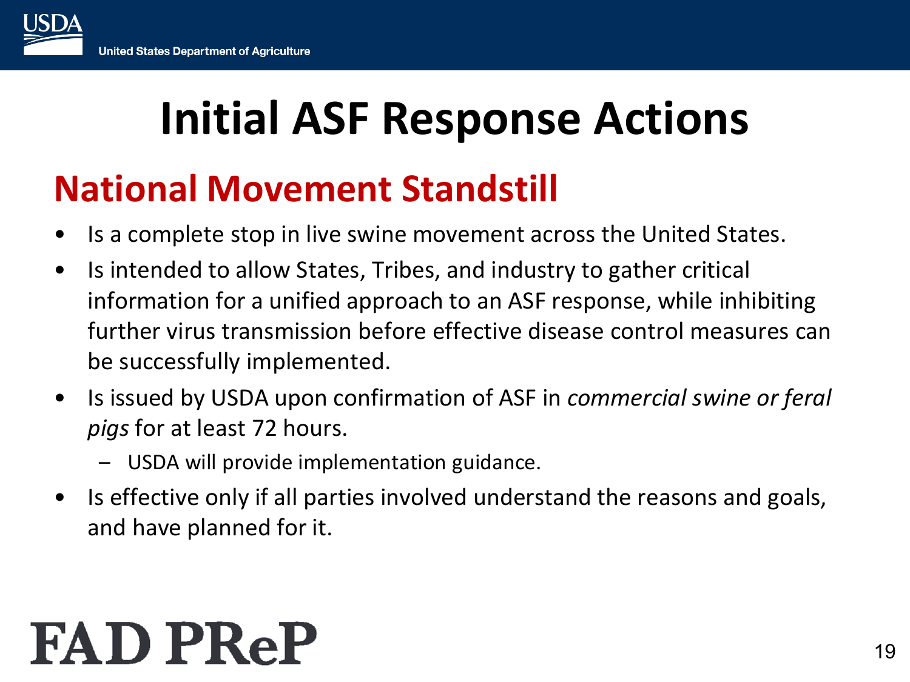# Initial ASF Response Actions

## National Movement Standstill

- Is a complete stop in live swine movement across the United States.
- Is intended to allow States, Tribes, and industry to gather critical information for a unified approach to an ASF response, while inhibiting further virus transmission before effective disease control measures can be successfully implemented.
- Is issued by USDA upon confirmation of ASF in *commercial swine or feral pigs* for at least 72 hours.
  - USDA will provide implementation guidance.
- Is effective only if all parties involved understand the reasons and goals, and have planned for it.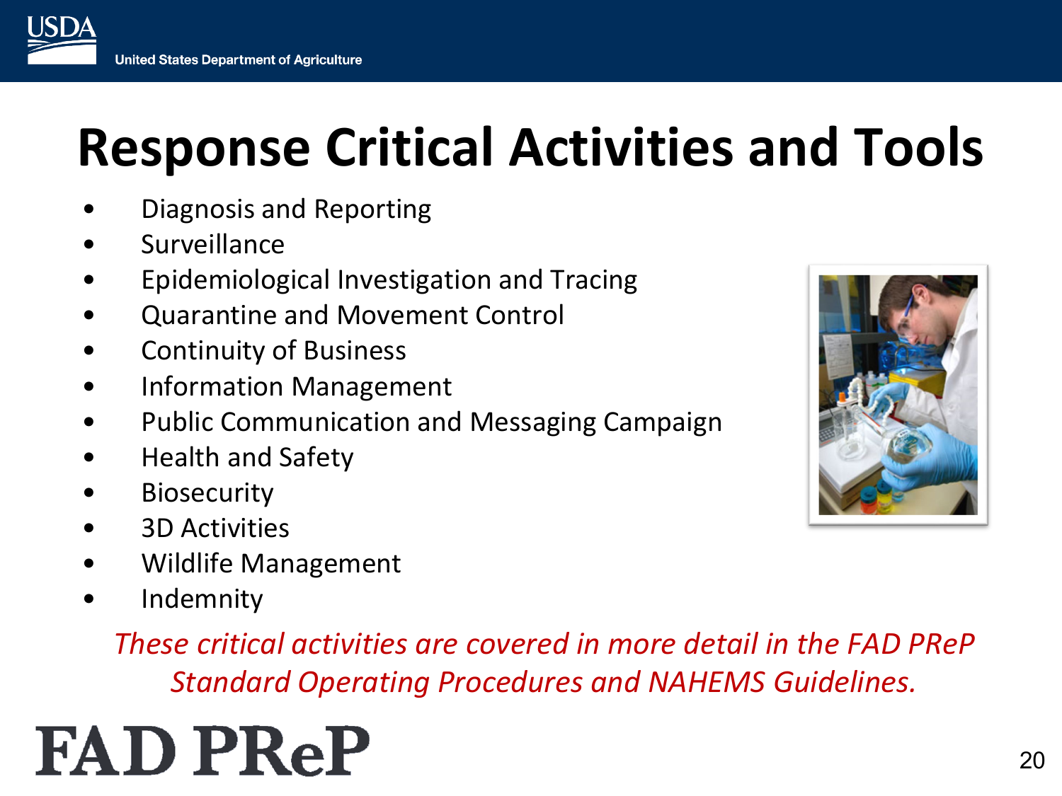# Response Critical Activities and Tools

- Diagnosis and Reporting
- Surveillance
- Epidemiological Investigation and Tracing
- Quarantine and Movement Control
- Continuity of Business
- Information Management
- Public Communication and Messaging Campaign
- Health and Safety
- Biosecurity
- 3D Activities
- Wildlife Management
- Indemnity

*These critical activities are covered in more detail in the FAD PReP Standard Operating Procedures and NAHEMS Guidelines.*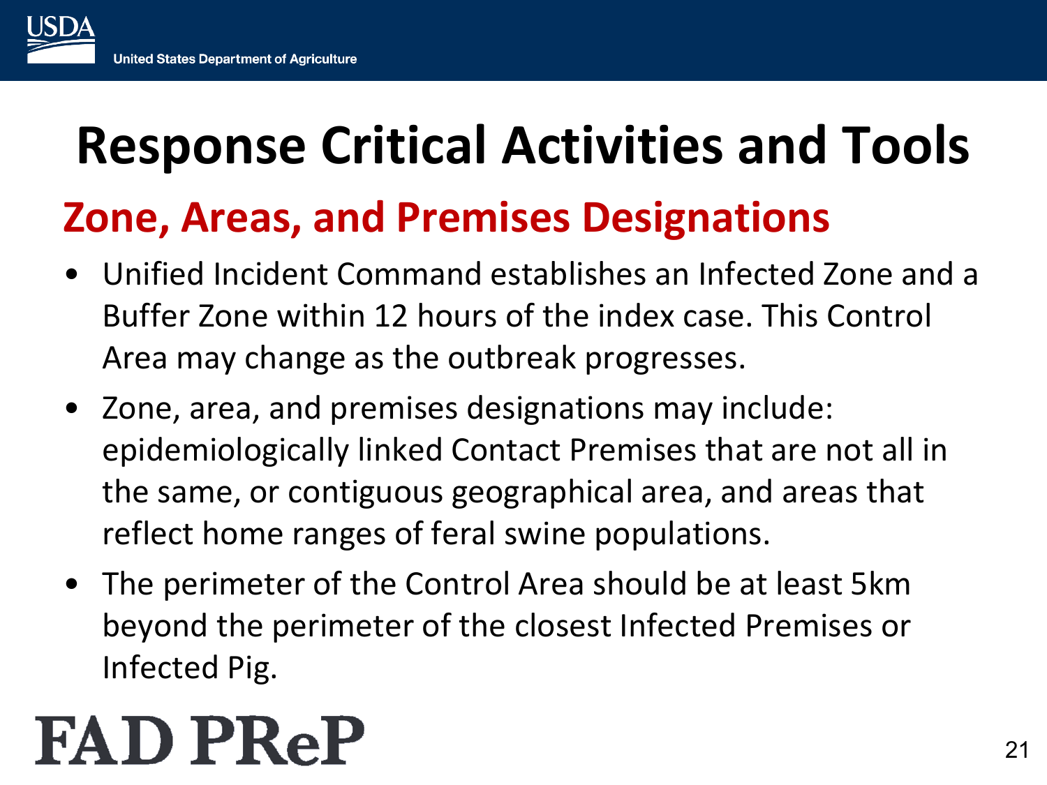# Response Critical Activities and Tools

## Zone, Areas, and Premises Designations

- Unified Incident Command establishes an Infected Zone and a Buffer Zone within 12 hours of the index case. This Control Area may change as the outbreak progresses.
- Zone, area, and premises designations may include: epidemiologically linked Contact Premises that are not all in the same, or contiguous geographical area, and areas that reflect home ranges of feral swine populations.
- The perimeter of the Control Area should be at least 5km beyond the perimeter of the closest Infected Premises or Infected Pig.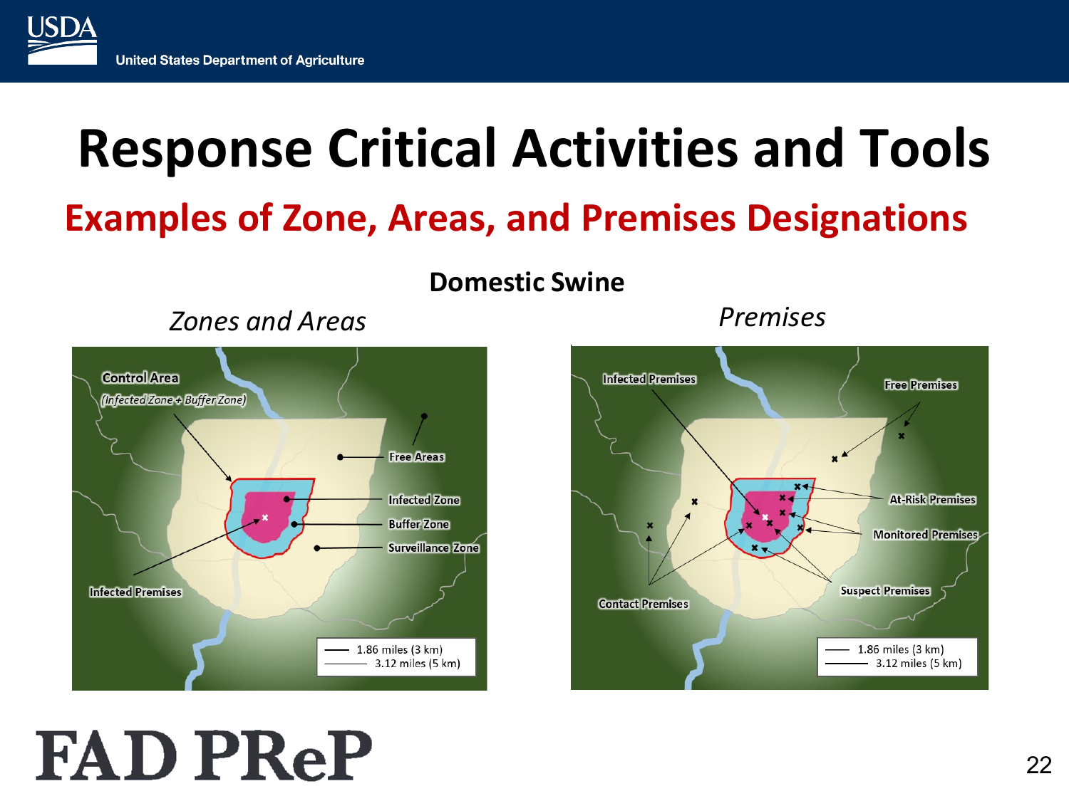# Response Critical Activities and Tools

## Examples of Zone, Areas, and Premises Designations

**Domestic Swine**

*Zones and Areas*

Control Area

*(Infected Zone + Buffer Zone)*

Free Areas

Infected Zone

Buffer Zone

Surveillance Zone

Infected Premises

1.86 miles (3 km)

3.12 miles (5 km)

*Premises*

Infected Premises

Free Premises

At-Risk Premises

Monitored Premises

Suspect Premises

Contact Premises

1.86 miles (3 km)

3.12 miles (5 km)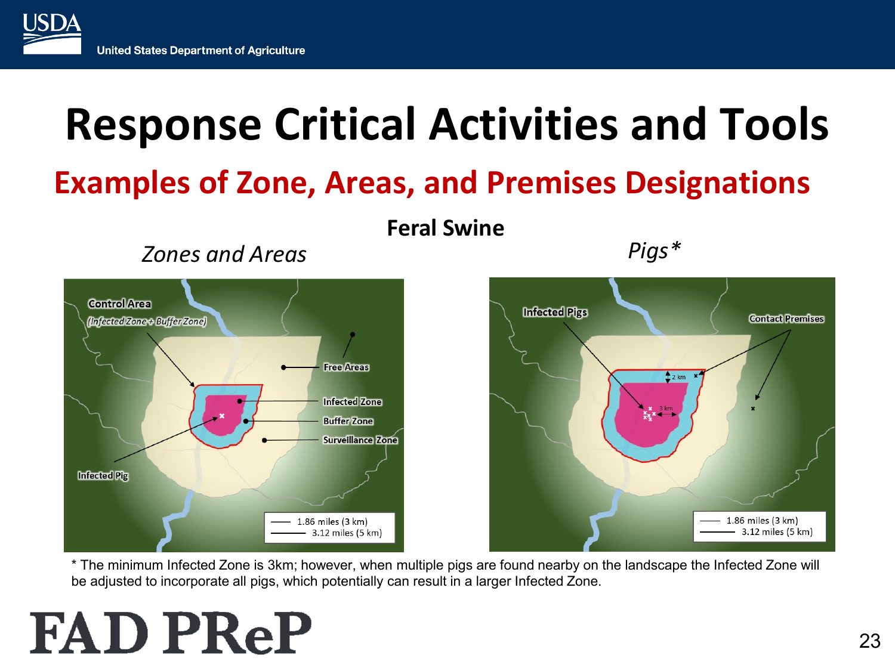# Response Critical Activities and Tools

## Examples of Zone, Areas, and Premises Designations

**Feral Swine**

*Zones and Areas*

Control Area
*(Infected Zone + Buffer Zone)*

Free Areas

Infected Zone

Buffer Zone

Surveillance Zone

Infected Pig

1.86 miles (3 km)
3.12 miles (5 km)

*Pigs**

Infected Pigs

Contact Premises

2 km

3 km

1.86 miles (3 km)
3.12 miles (5 km)

* The minimum Infected Zone is 3km; however, when multiple pigs are found nearby on the landscape the Infected Zone will be adjusted to incorporate all pigs, which potentially can result in a larger Infected Zone.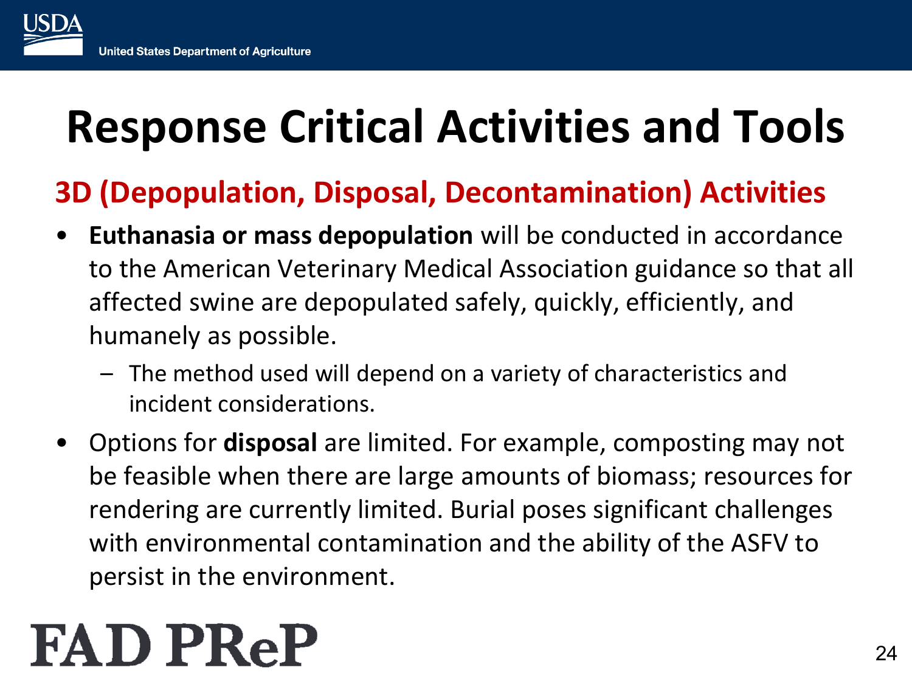# Response Critical Activities and Tools

## 3D (Depopulation, Disposal, Decontamination) Activities

- **Euthanasia or mass depopulation** will be conducted in accordance to the American Veterinary Medical Association guidance so that all affected swine are depopulated safely, quickly, efficiently, and humanely as possible.
  - The method used will depend on a variety of characteristics and incident considerations.
- Options for **disposal** are limited. For example, composting may not be feasible when there are large amounts of biomass; resources for rendering are currently limited. Burial poses significant challenges with environmental contamination and the ability of the ASFV to persist in the environment.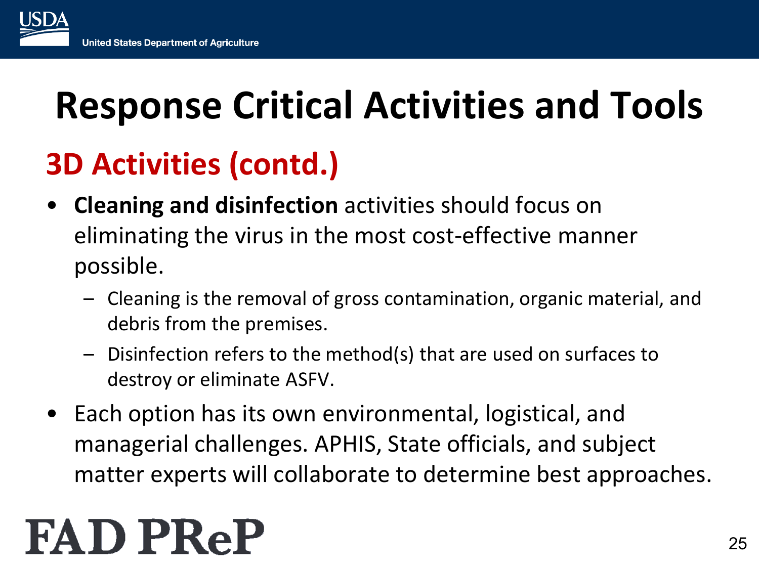# Response Critical Activities and Tools

## 3D Activities (contd.)

- **Cleaning and disinfection** activities should focus on eliminating the virus in the most cost-effective manner possible.
  - Cleaning is the removal of gross contamination, organic material, and debris from the premises.
  - Disinfection refers to the method(s) that are used on surfaces to destroy or eliminate ASFV.
- Each option has its own environmental, logistical, and managerial challenges. APHIS, State officials, and subject matter experts will collaborate to determine best approaches.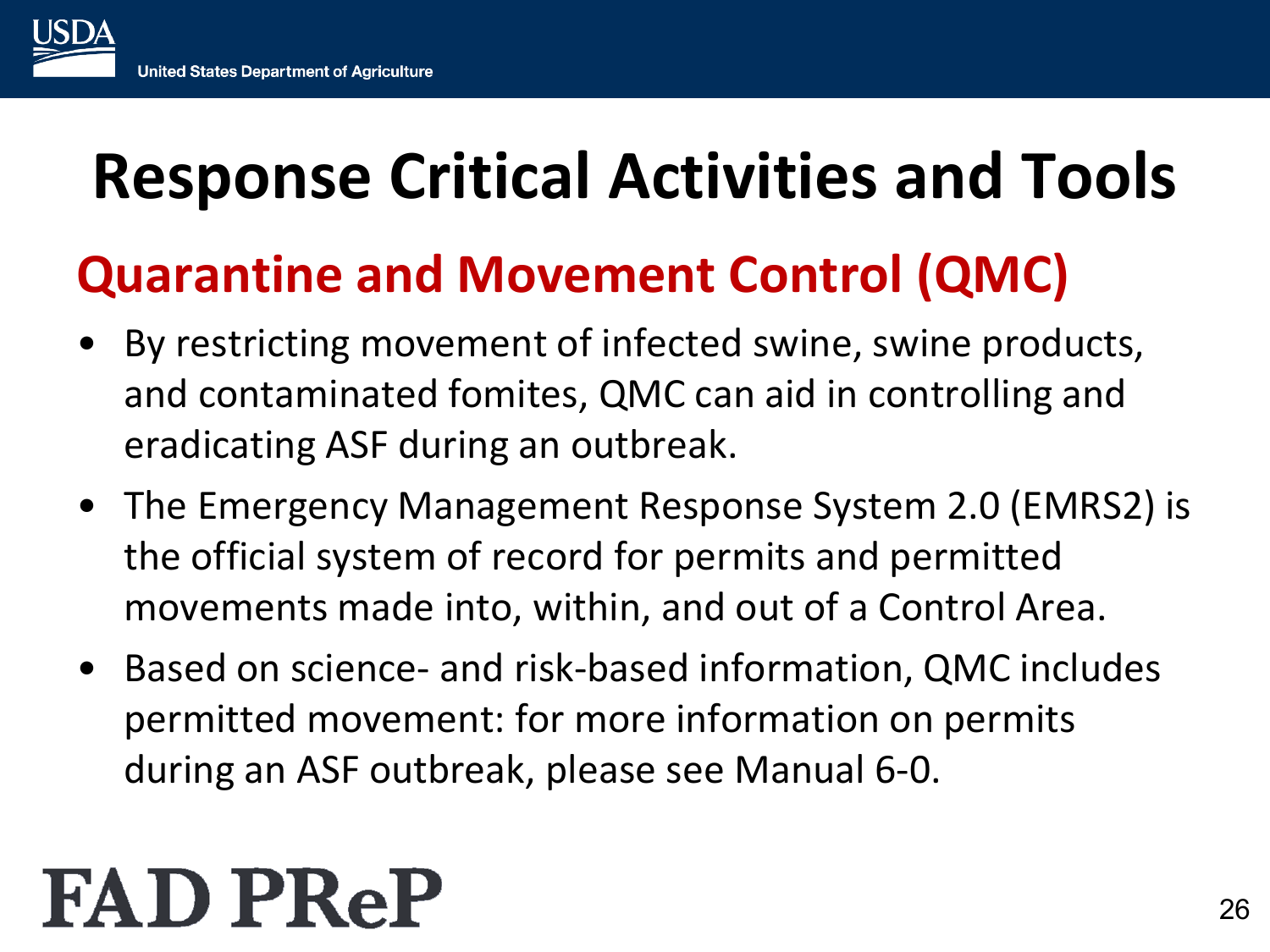# Response Critical Activities and Tools

## Quarantine and Movement Control (QMC)

- By restricting movement of infected swine, swine products, and contaminated fomites, QMC can aid in controlling and eradicating ASF during an outbreak.
- The Emergency Management Response System 2.0 (EMRS2) is the official system of record for permits and permitted movements made into, within, and out of a Control Area.
- Based on science- and risk-based information, QMC includes permitted movement: for more information on permits during an ASF outbreak, please see Manual 6-0.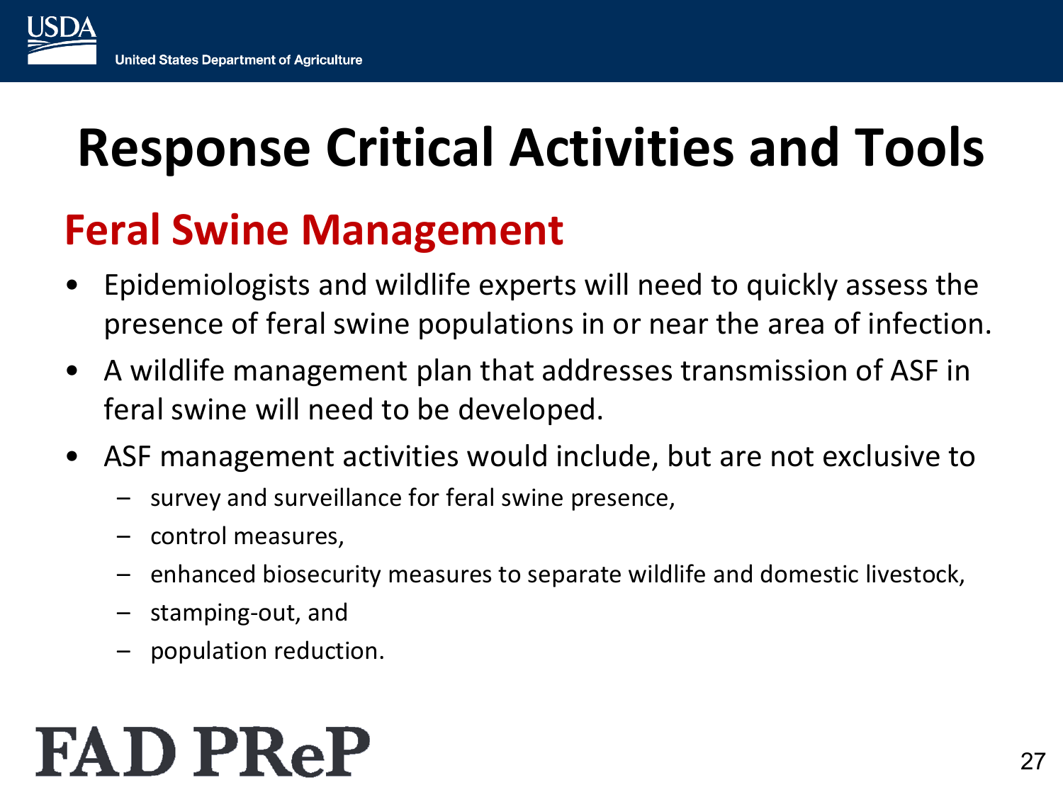# Response Critical Activities and Tools

## Feral Swine Management

- Epidemiologists and wildlife experts will need to quickly assess the presence of feral swine populations in or near the area of infection.
- A wildlife management plan that addresses transmission of ASF in feral swine will need to be developed.
- ASF management activities would include, but are not exclusive to
  - survey and surveillance for feral swine presence,
  - control measures,
  - enhanced biosecurity measures to separate wildlife and domestic livestock,
  - stamping-out, and
  - population reduction.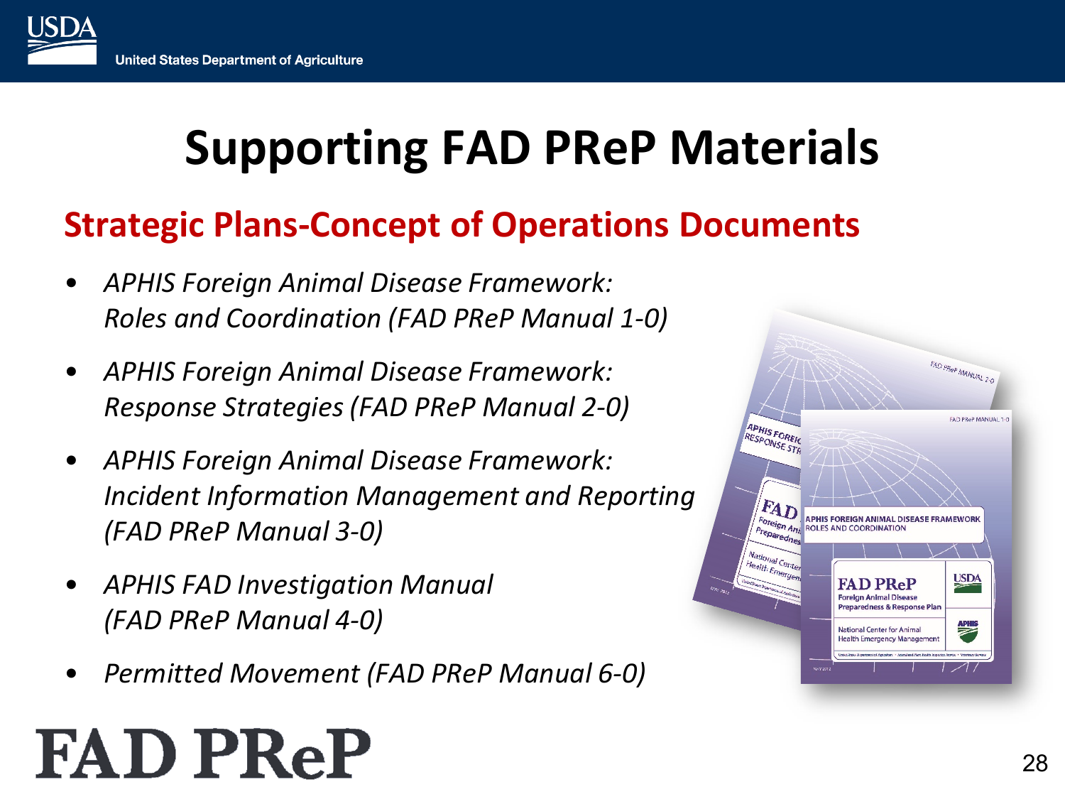# Supporting FAD PReP Materials

## Strategic Plans-Concept of Operations Documents

- *APHIS Foreign Animal Disease Framework: Roles and Coordination (FAD PReP Manual 1-0)*
- *APHIS Foreign Animal Disease Framework: Response Strategies (FAD PReP Manual 2-0)*
- *APHIS Foreign Animal Disease Framework: Incident Information Management and Reporting (FAD PReP Manual 3-0)*
- *APHIS FAD Investigation Manual (FAD PReP Manual 4-0)*
- *Permitted Movement (FAD PReP Manual 6-0)*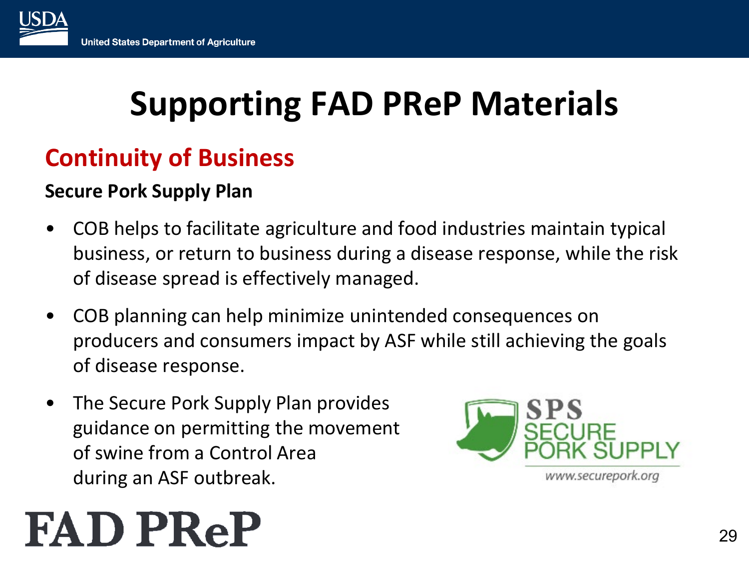# Supporting FAD PReP Materials

## Continuity of Business

**Secure Pork Supply Plan**

- COB helps to facilitate agriculture and food industries maintain typical business, or return to business during a disease response, while the risk of disease spread is effectively managed.
- COB planning can help minimize unintended consequences on producers and consumers impact by ASF while still achieving the goals of disease response.
- The Secure Pork Supply Plan provides guidance on permitting the movement of swine from a Control Area during an ASF outbreak.

SPS SECURE PORK SUPPLY

www.secureport.org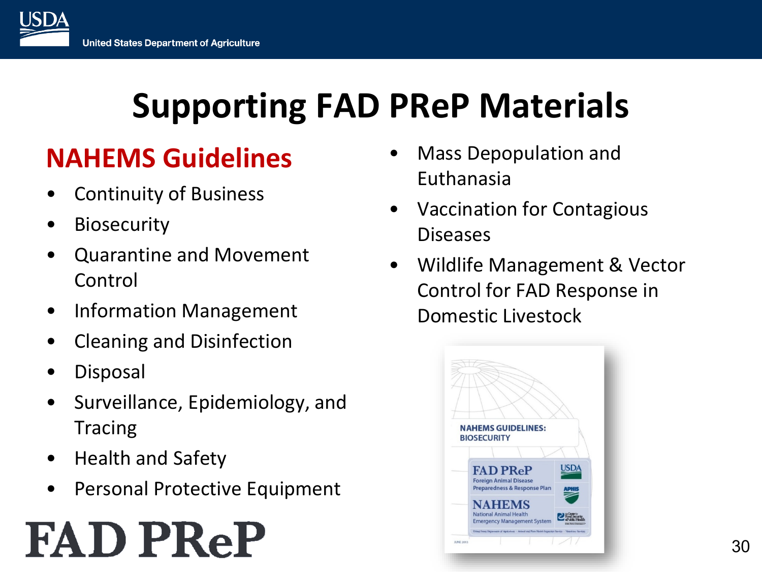# Supporting FAD PReP Materials

## NAHEMS Guidelines

- Continuity of Business
- Biosecurity
- Quarantine and Movement Control
- Information Management
- Cleaning and Disinfection
- Disposal
- Surveillance, Epidemiology, and Tracing
- Health and Safety
- Personal Protective Equipment
- Mass Depopulation and Euthanasia
- Vaccination for Contagious Diseases
- Wildlife Management & Vector Control for FAD Response in Domestic Livestock

FAD PReP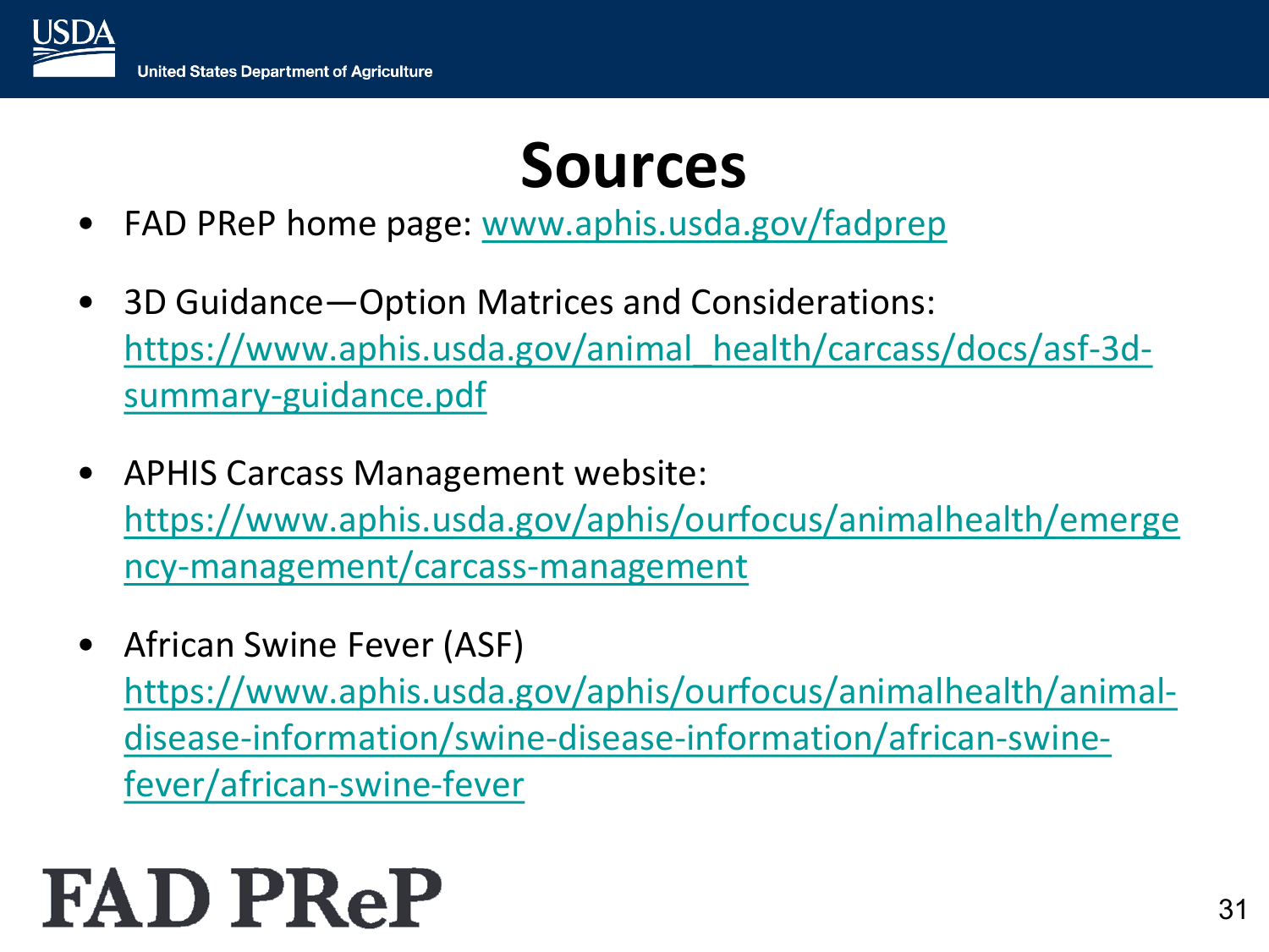# Sources

- FAD PReP home page: www.aphis.usda.gov/fadprep
- 3D Guidance—Option Matrices and Considerations: https://www.aphis.usda.gov/animal_health/carcass/docs/asf-3d-summary-guidance.pdf
- APHIS Carcass Management website: https://www.aphis.usda.gov/aphis/ourfocus/animalhealth/emergency-management/carcass-management
- African Swine Fever (ASF) https://www.aphis.usda.gov/aphis/ourfocus/animalhealth/animal-disease-information/swine-disease-information/african-swine-fever/african-swine-fever